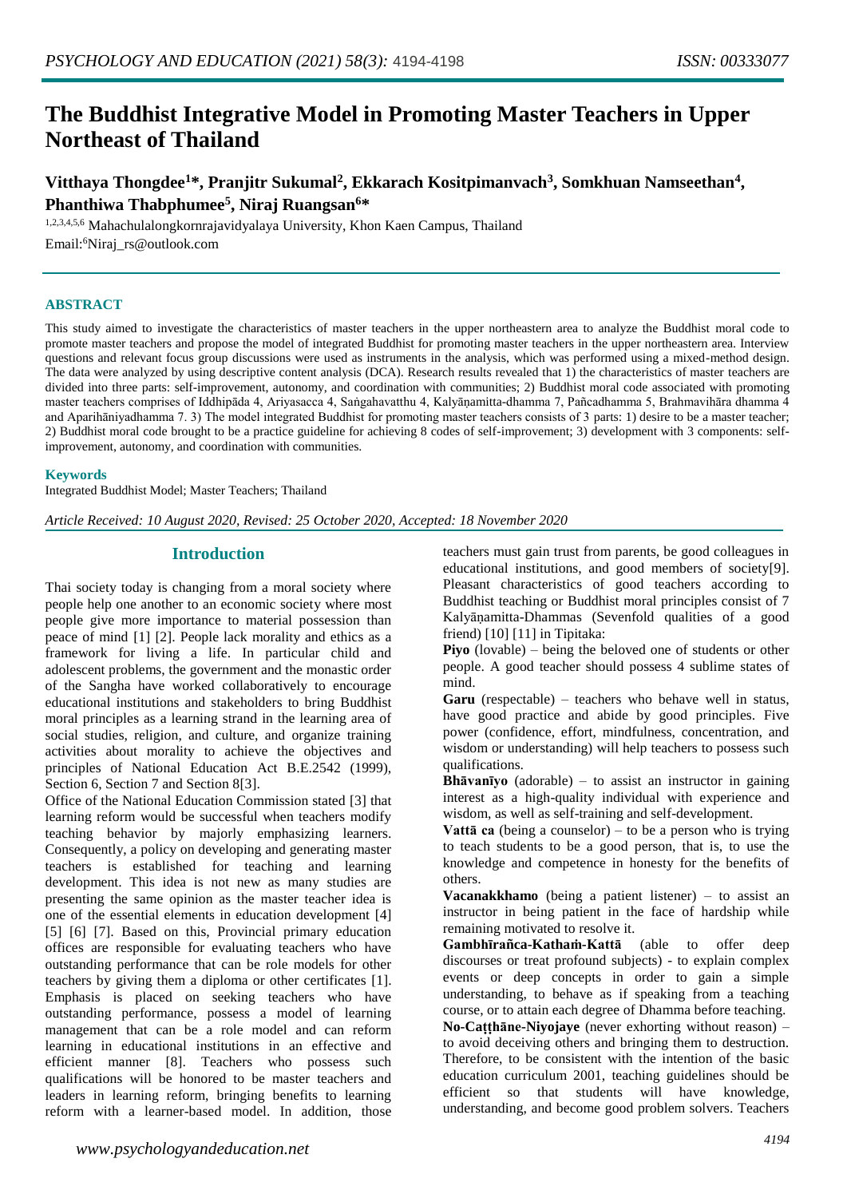# The Buddhist Integrative Model in Promoting Master Teachers in Upper Northeast of Thailand

**Vitthaya Thongdee[1]*, Pranjitr Sukumal[2], Ekkarach Kositpimanvach[3], Somkhuan Namseethan[4], Phanthiwa Thabphumee[5], Niraj Ruangsan[6]***

[1,2,3,4,5,6] Mahachulalongkornrajavidyalaya University, Khon Kaen Campus, Thailand
Email:[6]Niraj_rs@outlook.com

## ABSTRACT

This study aimed to investigate the characteristics of master teachers in the upper northeastern area to analyze the Buddhist moral code to promote master teachers and propose the model of integrated Buddhist for promoting master teachers in the upper northeastern area. Interview questions and relevant focus group discussions were used as instruments in the analysis, which was performed using a mixed-method design. The data were analyzed by using descriptive content analysis (DCA). Research results revealed that 1) the characteristics of master teachers are divided into three parts: self-improvement, autonomy, and coordination with communities; 2) Buddhist moral code associated with promoting master teachers comprises of Iddhipāda 4, Ariyasacca 4, Saṅgahavatthu 4, Kalyāṇamitta-dhamma 7, Pañcadhamma 5, Brahmavihāra dhamma 4 and Aparihāniyadhamma 7. 3) The model integrated Buddhist for promoting master teachers consists of 3 parts: 1) desire to be a master teacher; 2) Buddhist moral code brought to be a practice guideline for achieving 8 codes of self-improvement; 3) development with 3 components: self-improvement, autonomy, and coordination with communities.

### Keywords

Integrated Buddhist Model; Master Teachers; Thailand

*Article Received: 10 August 2020, Revised: 25 October 2020, Accepted: 18 November 2020*

## Introduction

Thai society today is changing from a moral society where people help one another to an economic society where most people give more importance to material possession than peace of mind [1] [2]. People lack morality and ethics as a framework for living a life. In particular child and adolescent problems, the government and the monastic order of the Sangha have worked collaboratively to encourage educational institutions and stakeholders to bring Buddhist moral principles as a learning strand in the learning area of social studies, religion, and culture, and organize training activities about morality to achieve the objectives and principles of National Education Act B.E.2542 (1999), Section 6, Section 7 and Section 8[3].

Office of the National Education Commission stated [3] that learning reform would be successful when teachers modify teaching behavior by majorly emphasizing learners. Consequently, a policy on developing and generating master teachers is established for teaching and learning development. This idea is not new as many studies are presenting the same opinion as the master teacher idea is one of the essential elements in education development [4] [5] [6] [7]. Based on this, Provincial primary education offices are responsible for evaluating teachers who have outstanding performance that can be role models for other teachers by giving them a diploma or other certificates [1]. Emphasis is placed on seeking teachers who have outstanding performance, possess a model of learning management that can be a role model and can reform learning in educational institutions in an effective and efficient manner [8]. Teachers who possess such qualifications will be honored to be master teachers and leaders in learning reform, bringing benefits to learning reform with a learner-based model. In addition, those teachers must gain trust from parents, be good colleagues in educational institutions, and be good members of society[9]. Pleasant characteristics of good teachers according to Buddhist teaching or Buddhist moral principles consist of 7 Kalyāṇamitta-Dhammas (Sevenfold qualities of a good friend) [10] [11] in Tipitaka:

**Piyo** (lovable) – being the beloved one of students or other people. A good teacher should possess 4 sublime states of mind.

**Garu** (respectable) – teachers who behave well in status, have good practice and abide by good principles. Five power (confidence, effort, mindfulness, concentration, and wisdom or understanding) will help teachers to possess such qualifications.

**Bhāvanīyo** (adorable) – to assist an instructor in gaining interest as a high-quality individual with experience and wisdom, as well as self-training and self-development.

**Vattā ca** (being a counselor) – to be a person who is trying to teach students to be a good person, that is, to use the knowledge and competence in honesty for the benefits of others.

**Vacanakkhamo** (being a patient listener) – to assist an instructor in being patient in the face of hardship while remaining motivated to resolve it.

**Gambhīrañca-Kathaṁ-Kattā** (able to offer deep discourses or treat profound subjects) - to explain complex events or deep concepts in order to gain a simple understanding, to behave as if speaking from a teaching course, or to attain each degree of Dhamma before teaching.

**No-Caṭṭhāne-Niyojaye** (never exhorting without reason) – to avoid deceiving others and bringing them to destruction. Therefore, to be consistent with the intention of the basic education curriculum 2001, teaching guidelines should be efficient so that students will have knowledge, understanding, and become good problem solvers. Teachers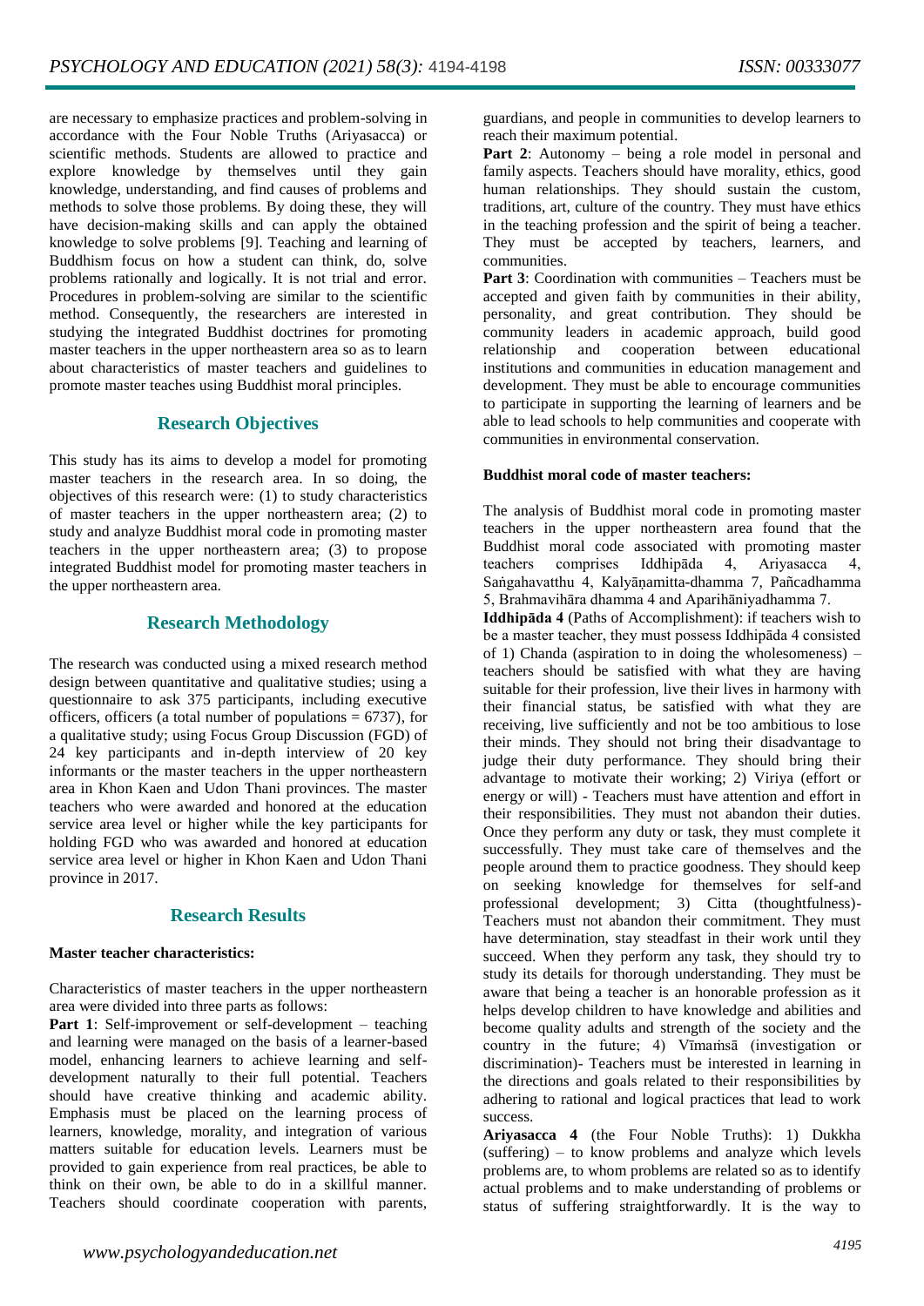are necessary to emphasize practices and problem-solving in accordance with the Four Noble Truths (Ariyasacca) or scientific methods. Students are allowed to practice and explore knowledge by themselves until they gain knowledge, understanding, and find causes of problems and methods to solve those problems. By doing these, they will have decision-making skills and can apply the obtained knowledge to solve problems [9]. Teaching and learning of Buddhism focus on how a student can think, do, solve problems rationally and logically. It is not trial and error. Procedures in problem-solving are similar to the scientific method. Consequently, the researchers are interested in studying the integrated Buddhist doctrines for promoting master teachers in the upper northeastern area so as to learn about characteristics of master teachers and guidelines to promote master teaches using Buddhist moral principles.

## Research Objectives

This study has its aims to develop a model for promoting master teachers in the research area. In so doing, the objectives of this research were: (1) to study characteristics of master teachers in the upper northeastern area; (2) to study and analyze Buddhist moral code in promoting master teachers in the upper northeastern area; (3) to propose integrated Buddhist model for promoting master teachers in the upper northeastern area.

## Research Methodology

The research was conducted using a mixed research method design between quantitative and qualitative studies; using a questionnaire to ask 375 participants, including executive officers, officers (a total number of populations = 6737), for a qualitative study; using Focus Group Discussion (FGD) of 24 key participants and in-depth interview of 20 key informants or the master teachers in the upper northeastern area in Khon Kaen and Udon Thani provinces. The master teachers who were awarded and honored at the education service area level or higher while the key participants for holding FGD who was awarded and honored at education service area level or higher in Khon Kaen and Udon Thani province in 2017.

## Research Results

**Master teacher characteristics:**

Characteristics of master teachers in the upper northeastern area were divided into three parts as follows:

**Part 1**: Self-improvement or self-development – teaching and learning were managed on the basis of a learner-based model, enhancing learners to achieve learning and self-development naturally to their full potential. Teachers should have creative thinking and academic ability. Emphasis must be placed on the learning process of learners, knowledge, morality, and integration of various matters suitable for education levels. Learners must be provided to gain experience from real practices, be able to think on their own, be able to do in a skillful manner. Teachers should coordinate cooperation with parents, guardians, and people in communities to develop learners to reach their maximum potential.

**Part 2**: Autonomy – being a role model in personal and family aspects. Teachers should have morality, ethics, good human relationships. They should sustain the custom, traditions, art, culture of the country. They must have ethics in the teaching profession and the spirit of being a teacher. They must be accepted by teachers, learners, and communities.

**Part 3**: Coordination with communities – Teachers must be accepted and given faith by communities in their ability, personality, and great contribution. They should be community leaders in academic approach, build good relationship and cooperation between educational institutions and communities in education management and development. They must be able to encourage communities to participate in supporting the learning of learners and be able to lead schools to help communities and cooperate with communities in environmental conservation.

**Buddhist moral code of master teachers:**

The analysis of Buddhist moral code in promoting master teachers in the upper northeastern area found that the Buddhist moral code associated with promoting master teachers comprises Iddhipāda 4, Ariyasacca 4, Saṅgahavatthu 4, Kalyāṇamitta-dhamma 7, Pañcadhamma 5, Brahmavihāra dhamma 4 and Aparihāniyadhamma 7.

**Iddhipāda 4** (Paths of Accomplishment): if teachers wish to be a master teacher, they must possess Iddhipāda 4 consisted of 1) Chanda (aspiration to in doing the wholesomeness) – teachers should be satisfied with what they are having suitable for their profession, live their lives in harmony with their financial status, be satisfied with what they are receiving, live sufficiently and not be too ambitious to lose their minds. They should not bring their disadvantage to judge their duty performance. They should bring their advantage to motivate their working; 2) Viriya (effort or energy or will) - Teachers must have attention and effort in their responsibilities. They must not abandon their duties. Once they perform any duty or task, they must complete it successfully. They must take care of themselves and the people around them to practice goodness. They should keep on seeking knowledge for themselves for self-and professional development; 3) Citta (thoughtfulness)- Teachers must not abandon their commitment. They must have determination, stay steadfast in their work until they succeed. When they perform any task, they should try to study its details for thorough understanding. They must be aware that being a teacher is an honorable profession as it helps develop children to have knowledge and abilities and become quality adults and strength of the society and the country in the future; 4) Vīmaṁsā (investigation or discrimination)- Teachers must be interested in learning in the directions and goals related to their responsibilities by adhering to rational and logical practices that lead to work success.

**Ariyasacca 4** (the Four Noble Truths): 1) Dukkha (suffering) – to know problems and analyze which levels problems are, to whom problems are related so as to identify actual problems and to make understanding of problems or status of suffering straightforwardly. It is the way to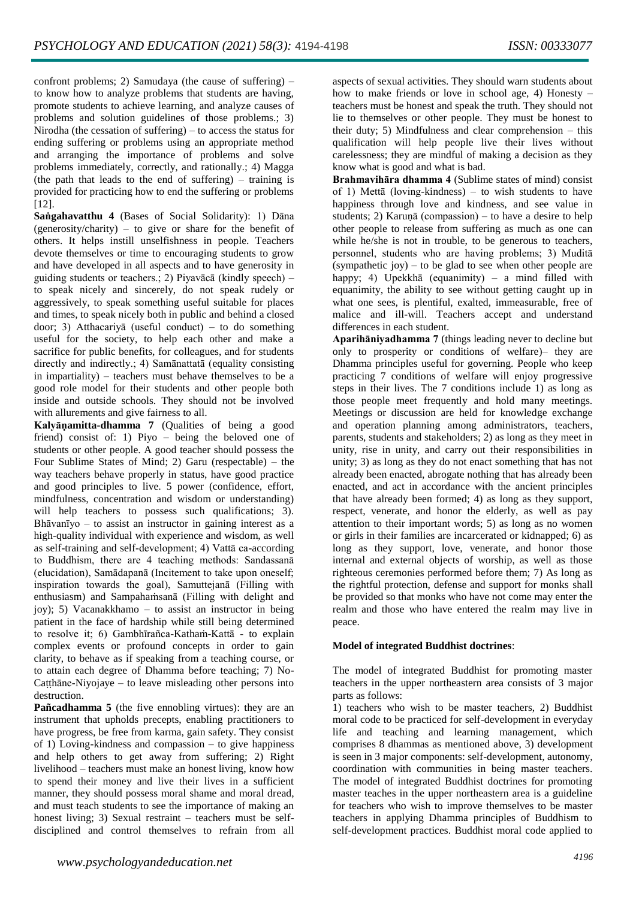confront problems; 2) Samudaya (the cause of suffering) – to know how to analyze problems that students are having, promote students to achieve learning, and analyze causes of problems and solution guidelines of those problems.; 3) Nirodha (the cessation of suffering) – to access the status for ending suffering or problems using an appropriate method and arranging the importance of problems and solve problems immediately, correctly, and rationally.; 4) Magga (the path that leads to the end of suffering) – training is provided for practicing how to end the suffering or problems [12].

**Saṅgahavatthu 4** (Bases of Social Solidarity): 1) Dāna (generosity/charity) – to give or share for the benefit of others. It helps instill unselfishness in people. Teachers devote themselves or time to encouraging students to grow and have developed in all aspects and to have generosity in guiding students or teachers.; 2) Piyavācā (kindly speech) – to speak nicely and sincerely, do not speak rudely or aggressively, to speak something useful suitable for places and times, to speak nicely both in public and behind a closed door; 3) Atthacariyā (useful conduct) – to do something useful for the society, to help each other and make a sacrifice for public benefits, for colleagues, and for students directly and indirectly.; 4) Samānattatā (equality consisting in impartiality) – teachers must behave themselves to be a good role model for their students and other people both inside and outside schools. They should not be involved with allurements and give fairness to all.

**Kalyāṇamitta-dhamma 7** (Qualities of being a good friend) consist of: 1) Piyo – being the beloved one of students or other people. A good teacher should possess the Four Sublime States of Mind; 2) Garu (respectable) – the way teachers behave properly in status, have good practice and good principles to live. 5 power (confidence, effort, mindfulness, concentration and wisdom or understanding) will help teachers to possess such qualifications; 3). Bhāvanīyo – to assist an instructor in gaining interest as a high-quality individual with experience and wisdom, as well as self-training and self-development; 4) Vattā ca-according to Buddhism, there are 4 teaching methods: Sandassanā (elucidation), Samādapanā (Incitement to take upon oneself; inspiration towards the goal), Samuttejanā (Filling with enthusiasm) and Sampahaṁsanā (Filling with delight and joy); 5) Vacanakkhamo – to assist an instructor in being patient in the face of hardship while still being determined to resolve it; 6) Gambhīrañca-Kathaṁ-Kattā - to explain complex events or profound concepts in order to gain clarity, to behave as if speaking from a teaching course, or to attain each degree of Dhamma before teaching; 7) No-Caṭṭhāne-Niyojaye – to leave misleading other persons into destruction.

**Pañcadhamma 5** (the five ennobling virtues): they are an instrument that upholds precepts, enabling practitioners to have progress, be free from karma, gain safety. They consist of 1) Loving-kindness and compassion – to give happiness and help others to get away from suffering; 2) Right livelihood – teachers must make an honest living, know how to spend their money and live their lives in a sufficient manner, they should possess moral shame and moral dread, and must teach students to see the importance of making an honest living; 3) Sexual restraint – teachers must be self-disciplined and control themselves to refrain from all aspects of sexual activities. They should warn students about how to make friends or love in school age, 4) Honesty – teachers must be honest and speak the truth. They should not lie to themselves or other people. They must be honest to their duty; 5) Mindfulness and clear comprehension – this qualification will help people live their lives without carelessness; they are mindful of making a decision as they know what is good and what is bad.

**Brahmavihāra dhamma 4** (Sublime states of mind) consist of 1) Mettā (loving-kindness) – to wish students to have happiness through love and kindness, and see value in students; 2) Karuṇā (compassion) – to have a desire to help other people to release from suffering as much as one can while he/she is not in trouble, to be generous to teachers, personnel, students who are having problems; 3) Muditā (sympathetic joy) – to be glad to see when other people are happy; 4) Upekkhā (equanimity) – a mind filled with equanimity, the ability to see without getting caught up in what one sees, is plentiful, exalted, immeasurable, free of malice and ill-will. Teachers accept and understand differences in each student.

**Aparihāniyadhamma 7** (things leading never to decline but only to prosperity or conditions of welfare)– they are Dhamma principles useful for governing. People who keep practicing 7 conditions of welfare will enjoy progressive steps in their lives. The 7 conditions include 1) as long as those people meet frequently and hold many meetings. Meetings or discussion are held for knowledge exchange and operation planning among administrators, teachers, parents, students and stakeholders; 2) as long as they meet in unity, rise in unity, and carry out their responsibilities in unity; 3) as long as they do not enact something that has not already been enacted, abrogate nothing that has already been enacted, and act in accordance with the ancient principles that have already been formed; 4) as long as they support, respect, venerate, and honor the elderly, as well as pay attention to their important words; 5) as long as no women or girls in their families are incarcerated or kidnapped; 6) as long as they support, love, venerate, and honor those internal and external objects of worship, as well as those righteous ceremonies performed before them; 7) As long as the rightful protection, defense and support for monks shall be provided so that monks who have not come may enter the realm and those who have entered the realm may live in peace.

**Model of integrated Buddhist doctrines**:

The model of integrated Buddhist for promoting master teachers in the upper northeastern area consists of 3 major parts as follows:

1) teachers who wish to be master teachers, 2) Buddhist moral code to be practiced for self-development in everyday life and teaching and learning management, which comprises 8 dhammas as mentioned above, 3) development is seen in 3 major components: self-development, autonomy, coordination with communities in being master teachers. The model of integrated Buddhist doctrines for promoting master teaches in the upper northeastern area is a guideline for teachers who wish to improve themselves to be master teachers in applying Dhamma principles of Buddhism to self-development practices. Buddhist moral code applied to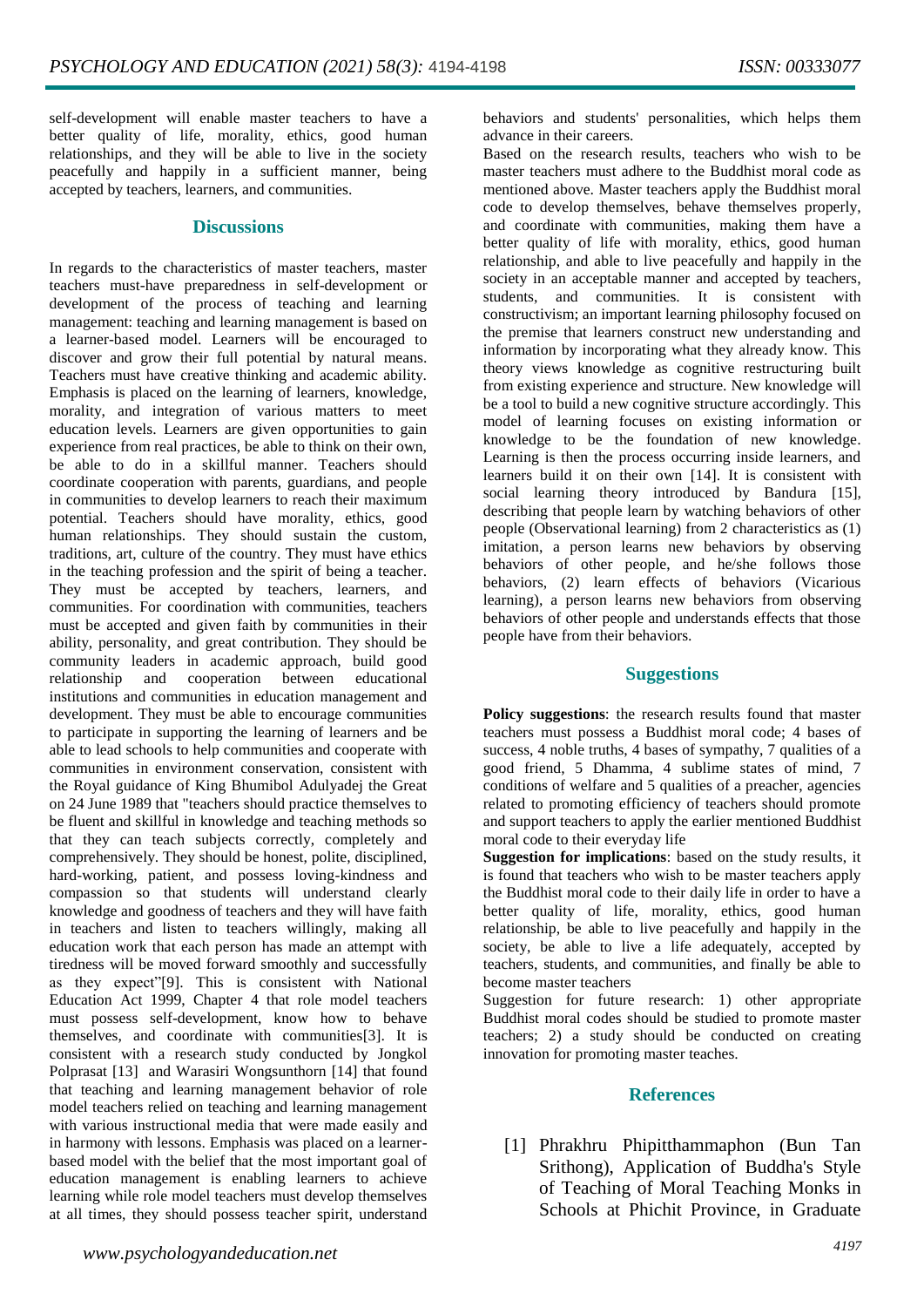self-development will enable master teachers to have a better quality of life, morality, ethics, good human relationships, and they will be able to live in the society peacefully and happily in a sufficient manner, being accepted by teachers, learners, and communities.

## Discussions

In regards to the characteristics of master teachers, master teachers must-have preparedness in self-development or development of the process of teaching and learning management: teaching and learning management is based on a learner-based model. Learners will be encouraged to discover and grow their full potential by natural means. Teachers must have creative thinking and academic ability. Emphasis is placed on the learning of learners, knowledge, morality, and integration of various matters to meet education levels. Learners are given opportunities to gain experience from real practices, be able to think on their own, be able to do in a skillful manner. Teachers should coordinate cooperation with parents, guardians, and people in communities to develop learners to reach their maximum potential. Teachers should have morality, ethics, good human relationships. They should sustain the custom, traditions, art, culture of the country. They must have ethics in the teaching profession and the spirit of being a teacher. They must be accepted by teachers, learners, and communities. For coordination with communities, teachers must be accepted and given faith by communities in their ability, personality, and great contribution. They should be community leaders in academic approach, build good relationship and cooperation between educational institutions and communities in education management and development. They must be able to encourage communities to participate in supporting the learning of learners and be able to lead schools to help communities and cooperate with communities in environment conservation, consistent with the Royal guidance of King Bhumibol Adulyadej the Great on 24 June 1989 that "teachers should practice themselves to be fluent and skillful in knowledge and teaching methods so that they can teach subjects correctly, completely and comprehensively. They should be honest, polite, disciplined, hard-working, patient, and possess loving-kindness and compassion so that students will understand clearly knowledge and goodness of teachers and they will have faith in teachers and listen to teachers willingly, making all education work that each person has made an attempt with tiredness will be moved forward smoothly and successfully as they expect"[9]. This is consistent with National Education Act 1999, Chapter 4 that role model teachers must possess self-development, know how to behave themselves, and coordinate with communities[3]. It is consistent with a research study conducted by Jongkol Polprasat [13] and Warasiri Wongsunthorn [14] that found that teaching and learning management behavior of role model teachers relied on teaching and learning management with various instructional media that were made easily and in harmony with lessons. Emphasis was placed on a learner-based model with the belief that the most important goal of education management is enabling learners to achieve learning while role model teachers must develop themselves at all times, they should possess teacher spirit, understand behaviors and students' personalities, which helps them advance in their careers.

Based on the research results, teachers who wish to be master teachers must adhere to the Buddhist moral code as mentioned above. Master teachers apply the Buddhist moral code to develop themselves, behave themselves properly, and coordinate with communities, making them have a better quality of life with morality, ethics, good human relationship, and able to live peacefully and happily in the society in an acceptable manner and accepted by teachers, students, and communities. It is consistent with constructivism; an important learning philosophy focused on the premise that learners construct new understanding and information by incorporating what they already know. This theory views knowledge as cognitive restructuring built from existing experience and structure. New knowledge will be a tool to build a new cognitive structure accordingly. This model of learning focuses on existing information or knowledge to be the foundation of new knowledge. Learning is then the process occurring inside learners, and learners build it on their own [14]. It is consistent with social learning theory introduced by Bandura [15], describing that people learn by watching behaviors of other people (Observational learning) from 2 characteristics as (1) imitation, a person learns new behaviors by observing behaviors of other people, and he/she follows those behaviors, (2) learn effects of behaviors (Vicarious learning), a person learns new behaviors from observing behaviors of other people and understands effects that those people have from their behaviors.

## Suggestions

**Policy suggestions**: the research results found that master teachers must possess a Buddhist moral code; 4 bases of success, 4 noble truths, 4 bases of sympathy, 7 qualities of a good friend, 5 Dhamma, 4 sublime states of mind, 7 conditions of welfare and 5 qualities of a preacher, agencies related to promoting efficiency of teachers should promote and support teachers to apply the earlier mentioned Buddhist moral code to their everyday life

**Suggestion for implications**: based on the study results, it is found that teachers who wish to be master teachers apply the Buddhist moral code to their daily life in order to have a better quality of life, morality, ethics, good human relationship, be able to live peacefully and happily in the society, be able to live a life adequately, accepted by teachers, students, and communities, and finally be able to become master teachers

Suggestion for future research: 1) other appropriate Buddhist moral codes should be studied to promote master teachers; 2) a study should be conducted on creating innovation for promoting master teaches.

## References

[1] Phrakhru Phipitthammaphon (Bun Tan Srithong), Application of Buddha's Style of Teaching of Moral Teaching Monks in Schools at Phichit Province, in Graduate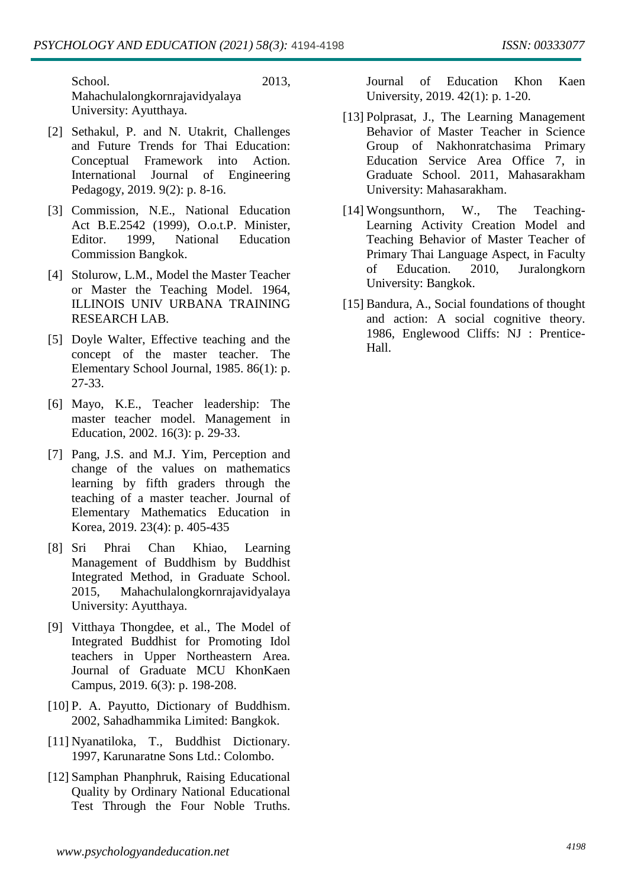School. 2013, Mahachulalongkornrajavidyalaya University: Ayutthaya.

[2] Sethakul, P. and N. Utakrit, Challenges and Future Trends for Thai Education: Conceptual Framework into Action. International Journal of Engineering Pedagogy, 2019. 9(2): p. 8-16.

[3] Commission, N.E., National Education Act B.E.2542 (1999), O.o.t.P. Minister, Editor. 1999, National Education Commission Bangkok.

[4] Stolurow, L.M., Model the Master Teacher or Master the Teaching Model. 1964, ILLINOIS UNIV URBANA TRAINING RESEARCH LAB.

[5] Doyle Walter, Effective teaching and the concept of the master teacher. The Elementary School Journal, 1985. 86(1): p. 27-33.

[6] Mayo, K.E., Teacher leadership: The master teacher model. Management in Education, 2002. 16(3): p. 29-33.

[7] Pang, J.S. and M.J. Yim, Perception and change of the values on mathematics learning by fifth graders through the teaching of a master teacher. Journal of Elementary Mathematics Education in Korea, 2019. 23(4): p. 405-435

[8] Sri Phrai Chan Khiao, Learning Management of Buddhism by Buddhist Integrated Method, in Graduate School. 2015, Mahachulalongkornrajavidyalaya University: Ayutthaya.

[9] Vitthaya Thongdee, et al., The Model of Integrated Buddhist for Promoting Idol teachers in Upper Northeastern Area. Journal of Graduate MCU KhonKaen Campus, 2019. 6(3): p. 198-208.

[10] P. A. Payutto, Dictionary of Buddhism. 2002, Sahadhammika Limited: Bangkok.

[11] Nyanatiloka, T., Buddhist Dictionary. 1997, Karunaratne Sons Ltd.: Colombo.

[12] Samphan Phanphruk, Raising Educational Quality by Ordinary National Educational Test Through the Four Noble Truths. Journal of Education Khon Kaen University, 2019. 42(1): p. 1-20.

[13] Polprasat, J., The Learning Management Behavior of Master Teacher in Science Group of Nakhonratchasima Primary Education Service Area Office 7, in Graduate School. 2011, Mahasarakham University: Mahasarakham.

[14] Wongsunthorn, W., The Teaching-Learning Activity Creation Model and Teaching Behavior of Master Teacher of Primary Thai Language Aspect, in Faculty of Education. 2010, Juralongkorn University: Bangkok.

[15] Bandura, A., Social foundations of thought and action: A social cognitive theory. 1986, Englewood Cliffs: NJ : Prentice-Hall.